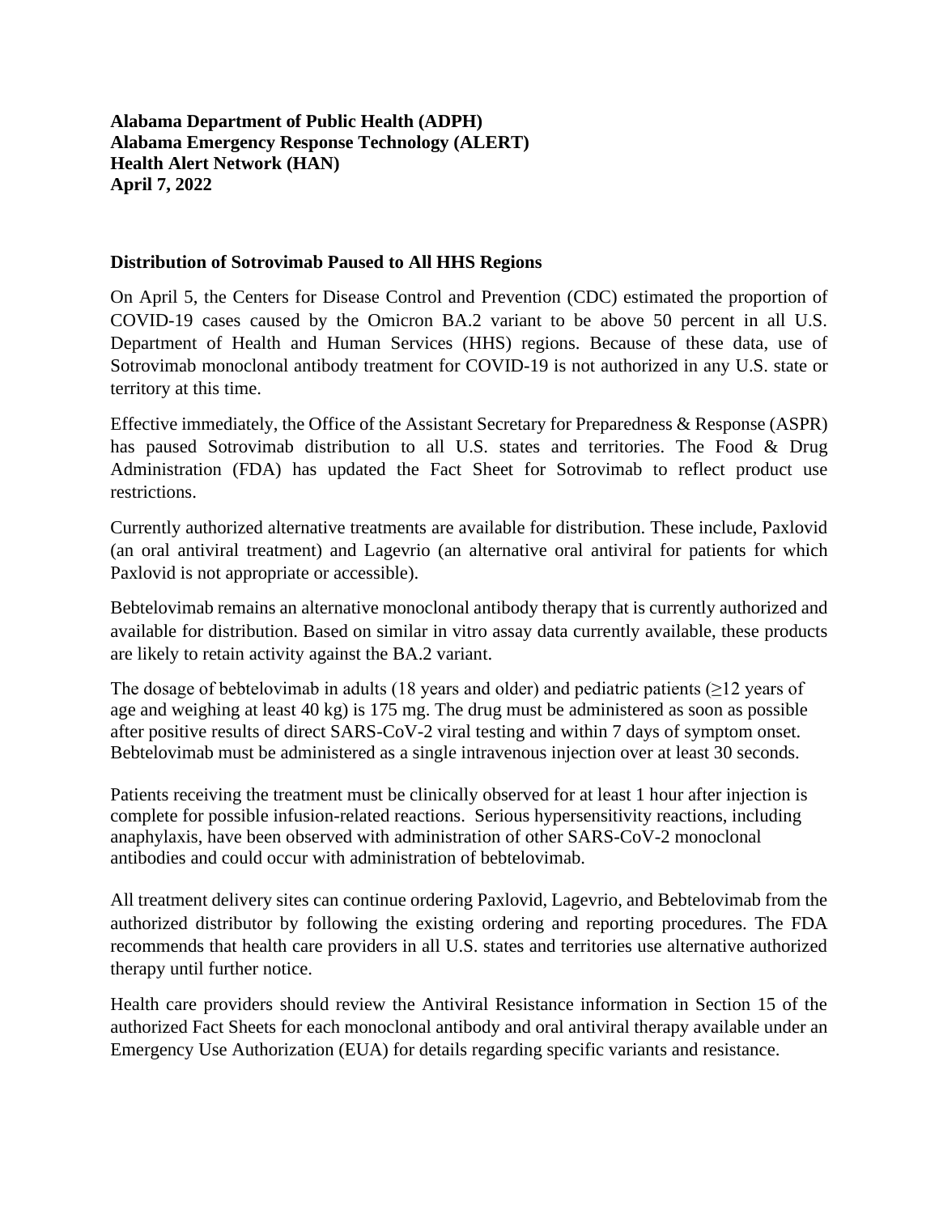**Alabama Department of Public Health (ADPH)**
**Alabama Emergency Response Technology (ALERT)**
**Health Alert Network (HAN)**
**April 7, 2022**

## Distribution of Sotrovimab Paused to All HHS Regions

On April 5, the Centers for Disease Control and Prevention (CDC) estimated the proportion of COVID-19 cases caused by the Omicron BA.2 variant to be above 50 percent in all U.S. Department of Health and Human Services (HHS) regions. Because of these data, use of Sotrovimab monoclonal antibody treatment for COVID-19 is not authorized in any U.S. state or territory at this time.

Effective immediately, the Office of the Assistant Secretary for Preparedness & Response (ASPR) has paused Sotrovimab distribution to all U.S. states and territories. The Food & Drug Administration (FDA) has updated the Fact Sheet for Sotrovimab to reflect product use restrictions.

Currently authorized alternative treatments are available for distribution. These include, Paxlovid (an oral antiviral treatment) and Lagevrio (an alternative oral antiviral for patients for which Paxlovid is not appropriate or accessible).

Bebtelovimab remains an alternative monoclonal antibody therapy that is currently authorized and available for distribution. Based on similar in vitro assay data currently available, these products are likely to retain activity against the BA.2 variant.

The dosage of bebtelovimab in adults (18 years and older) and pediatric patients (≥12 years of age and weighing at least 40 kg) is 175 mg. The drug must be administered as soon as possible after positive results of direct SARS-CoV-2 viral testing and within 7 days of symptom onset. Bebtelovimab must be administered as a single intravenous injection over at least 30 seconds.

Patients receiving the treatment must be clinically observed for at least 1 hour after injection is complete for possible infusion-related reactions. Serious hypersensitivity reactions, including anaphylaxis, have been observed with administration of other SARS-CoV-2 monoclonal antibodies and could occur with administration of bebtelovimab.

All treatment delivery sites can continue ordering Paxlovid, Lagevrio, and Bebtelovimab from the authorized distributor by following the existing ordering and reporting procedures. The FDA recommends that health care providers in all U.S. states and territories use alternative authorized therapy until further notice.

Health care providers should review the Antiviral Resistance information in Section 15 of the authorized Fact Sheets for each monoclonal antibody and oral antiviral therapy available under an Emergency Use Authorization (EUA) for details regarding specific variants and resistance.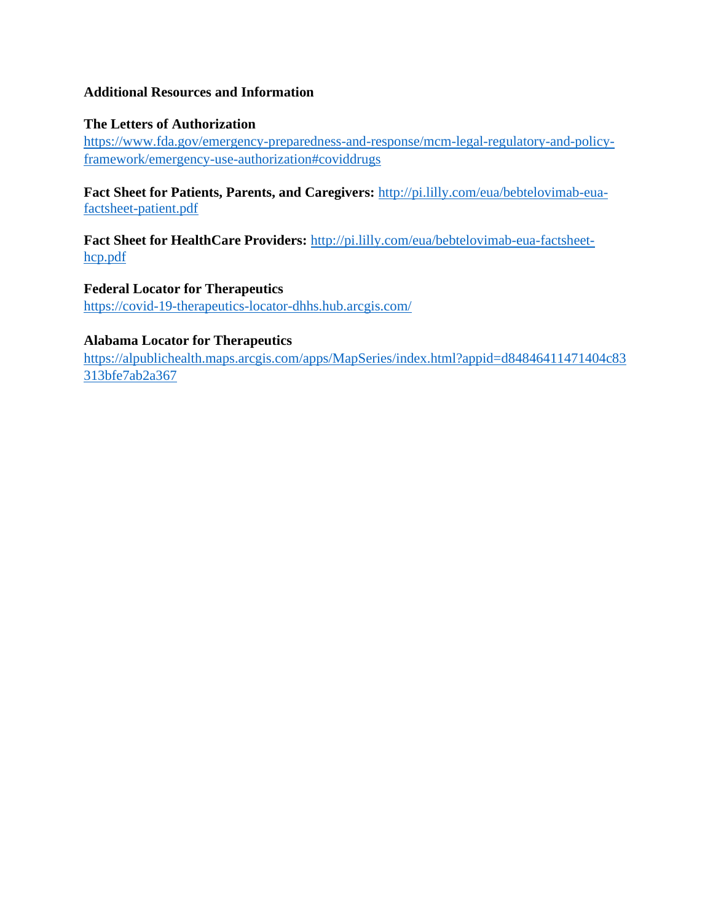**Additional Resources and Information**

**The Letters of Authorization**
https://www.fda.gov/emergency-preparedness-and-response/mcm-legal-regulatory-and-policy-framework/emergency-use-authorization#coviddrugs

**Fact Sheet for Patients, Parents, and Caregivers:** http://pi.lilly.com/eua/bebtelovimab-eua-factsheet-patient.pdf

**Fact Sheet for HealthCare Providers:** http://pi.lilly.com/eua/bebtelovimab-eua-factsheet-hcp.pdf

**Federal Locator for Therapeutics**
https://covid-19-therapeutics-locator-dhhs.hub.arcgis.com/

**Alabama Locator for Therapeutics**
https://alpublichealth.maps.arcgis.com/apps/MapSeries/index.html?appid=d84846411471404c83313bfe7ab2a367